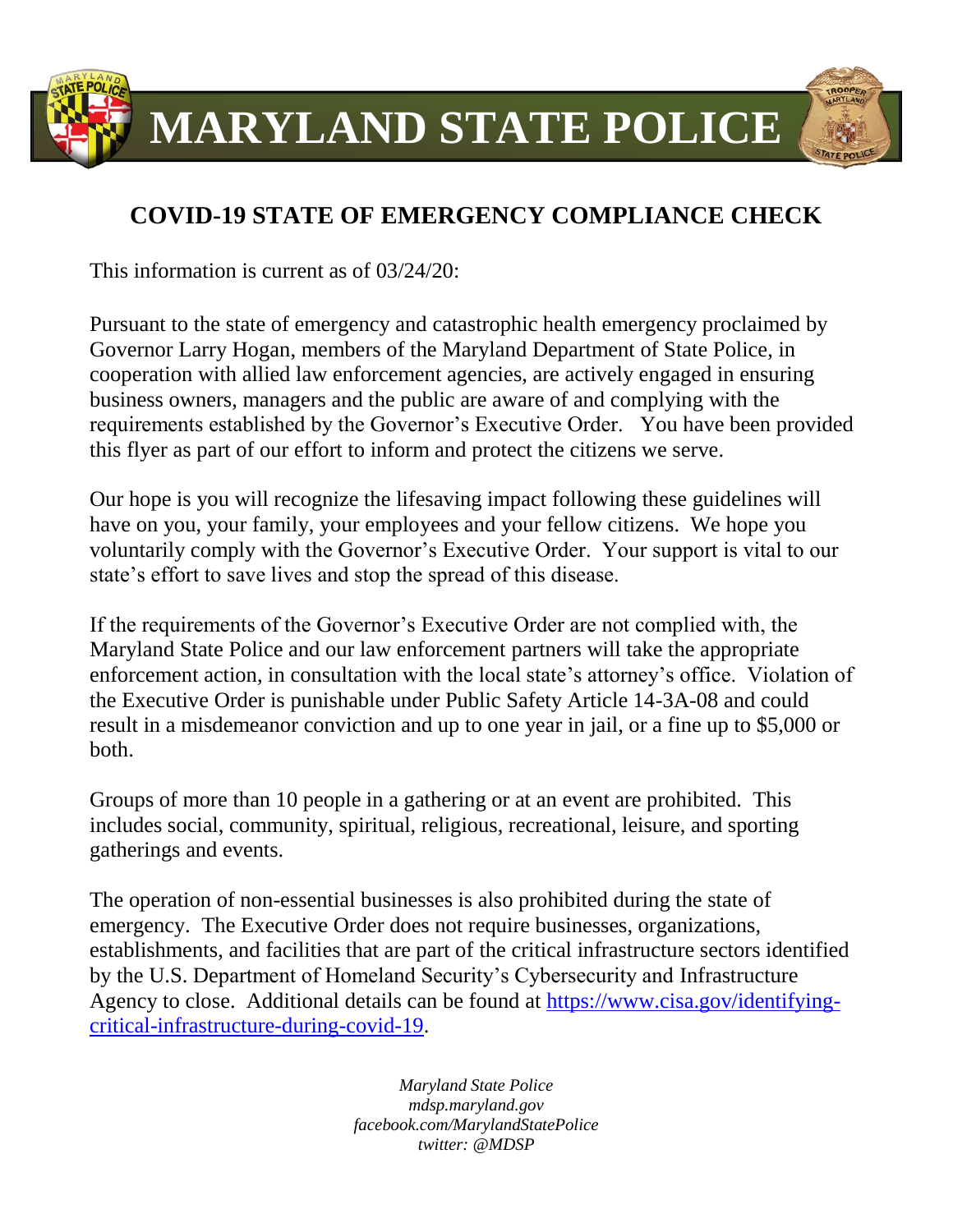# MARYLAND STATE POLICE

## COVID-19 STATE OF EMERGENCY COMPLIANCE CHECK

This information is current as of 03/24/20:

Pursuant to the state of emergency and catastrophic health emergency proclaimed by Governor Larry Hogan, members of the Maryland Department of State Police, in cooperation with allied law enforcement agencies, are actively engaged in ensuring business owners, managers and the public are aware of and complying with the requirements established by the Governor's Executive Order. You have been provided this flyer as part of our effort to inform and protect the citizens we serve.

Our hope is you will recognize the lifesaving impact following these guidelines will have on you, your family, your employees and your fellow citizens. We hope you voluntarily comply with the Governor's Executive Order. Your support is vital to our state's effort to save lives and stop the spread of this disease.

If the requirements of the Governor's Executive Order are not complied with, the Maryland State Police and our law enforcement partners will take the appropriate enforcement action, in consultation with the local state's attorney's office. Violation of the Executive Order is punishable under Public Safety Article 14-3A-08 and could result in a misdemeanor conviction and up to one year in jail, or a fine up to $5,000 or both.

Groups of more than 10 people in a gathering or at an event are prohibited. This includes social, community, spiritual, religious, recreational, leisure, and sporting gatherings and events.

The operation of non-essential businesses is also prohibited during the state of emergency. The Executive Order does not require businesses, organizations, establishments, and facilities that are part of the critical infrastructure sectors identified by the U.S. Department of Homeland Security's Cybersecurity and Infrastructure Agency to close. Additional details can be found at https://www.cisa.gov/identifying-critical-infrastructure-during-covid-19.

*Maryland State Police*
*mdsp.maryland.gov*
*facebook.com/MarylandStatePolice*
*twitter: @MDSP*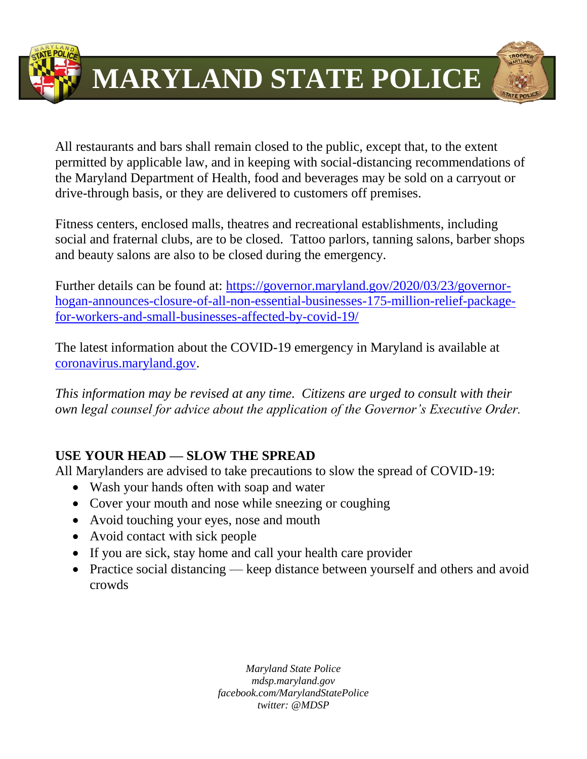# MARYLAND STATE POLICE

All restaurants and bars shall remain closed to the public, except that, to the extent permitted by applicable law, and in keeping with social-distancing recommendations of the Maryland Department of Health, food and beverages may be sold on a carryout or drive-through basis, or they are delivered to customers off premises.

Fitness centers, enclosed malls, theatres and recreational establishments, including social and fraternal clubs, are to be closed. Tattoo parlors, tanning salons, barber shops and beauty salons are also to be closed during the emergency.

Further details can be found at: https://governor.maryland.gov/2020/03/23/governor-hogan-announces-closure-of-all-non-essential-businesses-175-million-relief-package-for-workers-and-small-businesses-affected-by-covid-19/

The latest information about the COVID-19 emergency in Maryland is available at coronavirus.maryland.gov.

*This information may be revised at any time. Citizens are urged to consult with their own legal counsel for advice about the application of the Governor's Executive Order.*

**USE YOUR HEAD — SLOW THE SPREAD**

All Marylanders are advised to take precautions to slow the spread of COVID-19:

- Wash your hands often with soap and water
- Cover your mouth and nose while sneezing or coughing
- Avoid touching your eyes, nose and mouth
- Avoid contact with sick people
- If you are sick, stay home and call your health care provider
- Practice social distancing — keep distance between yourself and others and avoid crowds

*Maryland State Police*
*mdsp.maryland.gov*
*facebook.com/MarylandStatePolice*
*twitter: @MDSP*